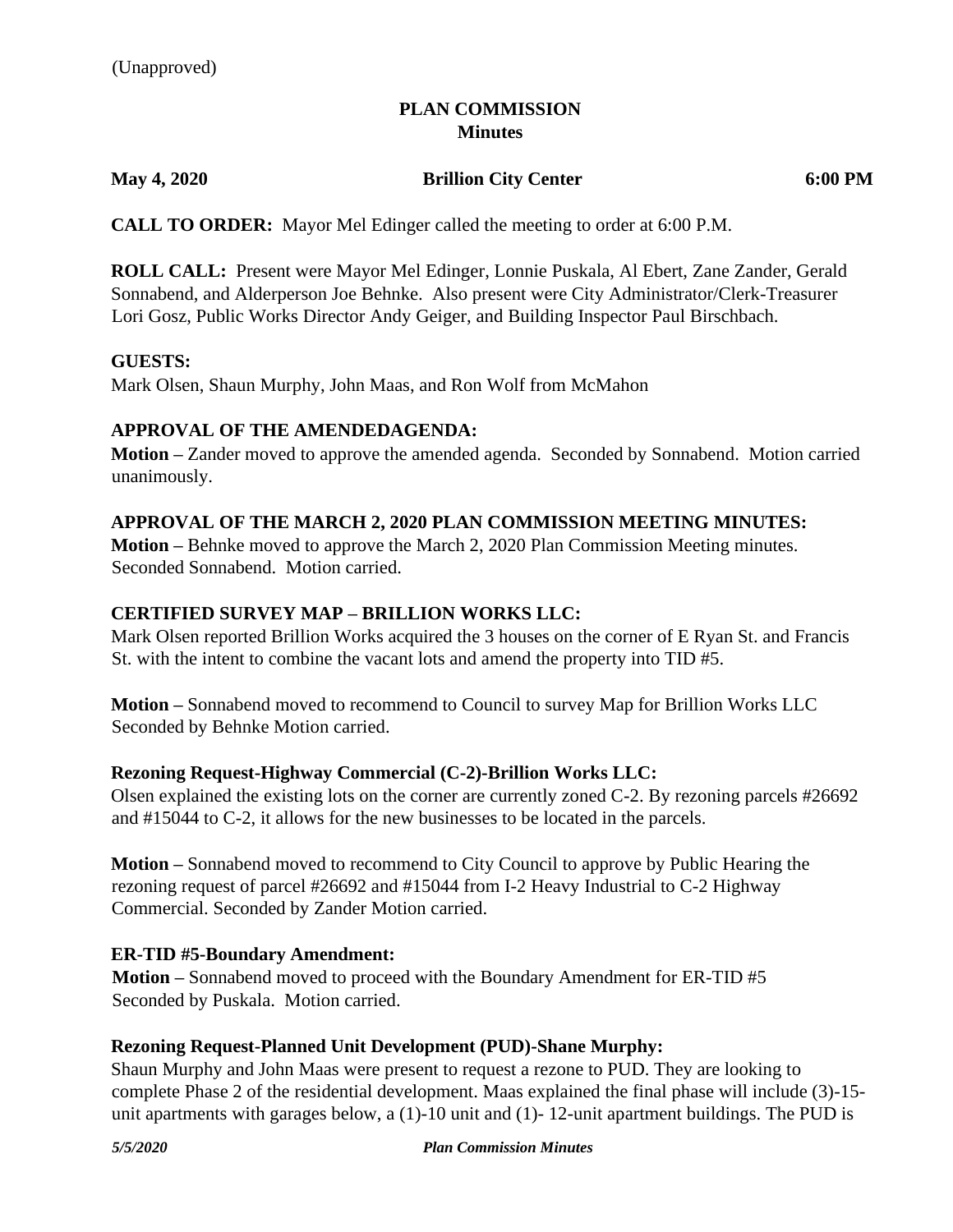(Unapproved)

**PLAN COMMISSION**
**Minutes**

**May 4, 2020** **Brillion City Center** **6:00 PM**

**CALL TO ORDER:** Mayor Mel Edinger called the meeting to order at 6:00 P.M.

**ROLL CALL:** Present were Mayor Mel Edinger, Lonnie Puskala, Al Ebert, Zane Zander, Gerald Sonnabend, and Alderperson Joe Behnke. Also present were City Administrator/Clerk-Treasurer Lori Gosz, Public Works Director Andy Geiger, and Building Inspector Paul Birschbach.

**GUESTS:**
Mark Olsen, Shaun Murphy, John Maas, and Ron Wolf from McMahon

**APPROVAL OF THE AMENDEDAGENDA:**
**Motion –** Zander moved to approve the amended agenda. Seconded by Sonnabend. Motion carried unanimously.

**APPROVAL OF THE MARCH 2, 2020 PLAN COMMISSION MEETING MINUTES:**
**Motion –** Behnke moved to approve the March 2, 2020 Plan Commission Meeting minutes. Seconded Sonnabend. Motion carried.

**CERTIFIED SURVEY MAP – BRILLION WORKS LLC:**
Mark Olsen reported Brillion Works acquired the 3 houses on the corner of E Ryan St. and Francis St. with the intent to combine the vacant lots and amend the property into TID #5.

**Motion –** Sonnabend moved to recommend to Council to survey Map for Brillion Works LLC Seconded by Behnke Motion carried.

**Rezoning Request-Highway Commercial (C-2)-Brillion Works LLC:**
Olsen explained the existing lots on the corner are currently zoned C-2. By rezoning parcels #26692 and #15044 to C-2, it allows for the new businesses to be located in the parcels.

**Motion –** Sonnabend moved to recommend to City Council to approve by Public Hearing the rezoning request of parcel #26692 and #15044 from I-2 Heavy Industrial to C-2 Highway Commercial. Seconded by Zander Motion carried.

**ER-TID #5-Boundary Amendment:**
**Motion –** Sonnabend moved to proceed with the Boundary Amendment for ER-TID #5 Seconded by Puskala. Motion carried.

**Rezoning Request-Planned Unit Development (PUD)-Shane Murphy:**
Shaun Murphy and John Maas were present to request a rezone to PUD. They are looking to complete Phase 2 of the residential development. Maas explained the final phase will include (3)-15-unit apartments with garages below, a (1)-10 unit and (1)- 12-unit apartment buildings. The PUD is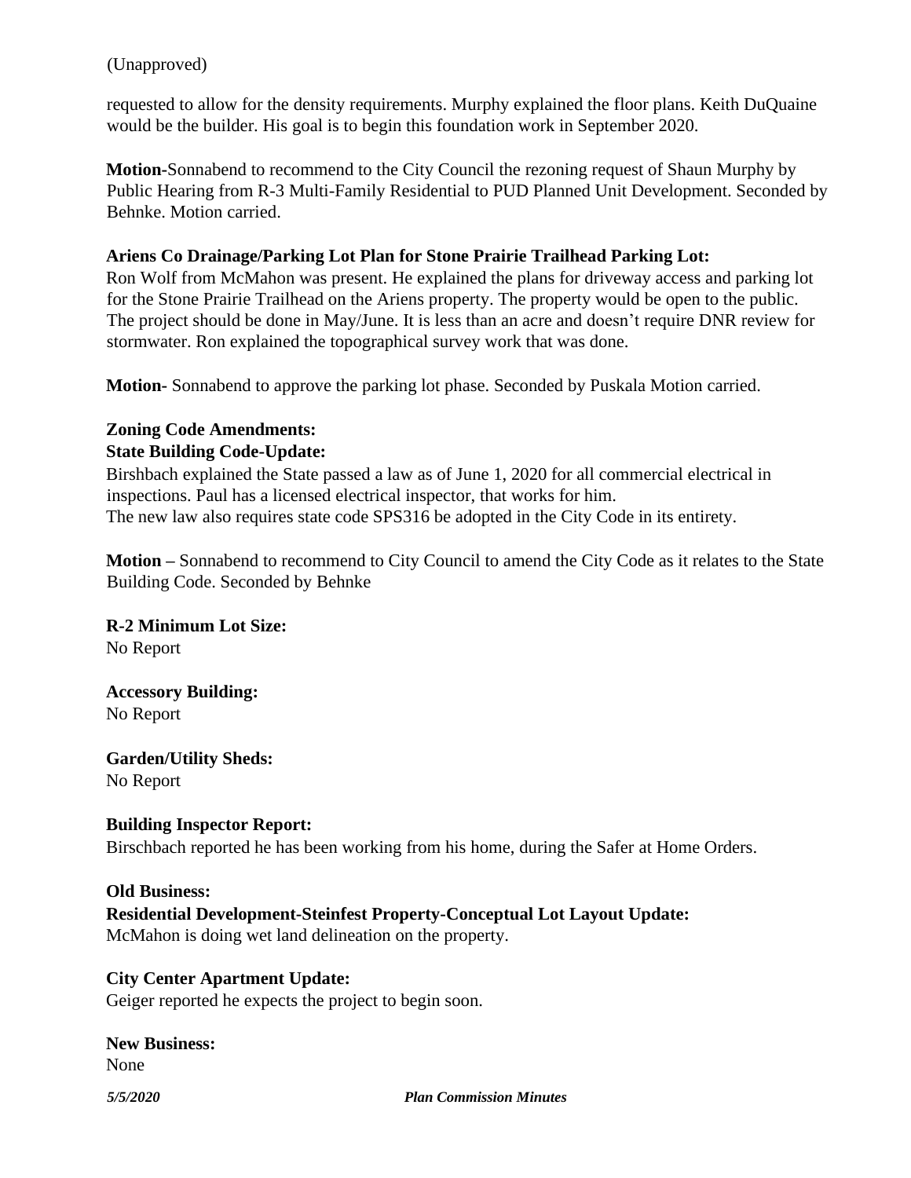(Unapproved)

requested to allow for the density requirements. Murphy explained the floor plans. Keith DuQuaine would be the builder. His goal is to begin this foundation work in September 2020.

**Motion**-Sonnabend to recommend to the City Council the rezoning request of Shaun Murphy by Public Hearing from R-3 Multi-Family Residential to PUD Planned Unit Development. Seconded by Behnke. Motion carried.

**Ariens Co Drainage/Parking Lot Plan for Stone Prairie Trailhead Parking Lot:**

Ron Wolf from McMahon was present. He explained the plans for driveway access and parking lot for the Stone Prairie Trailhead on the Ariens property. The property would be open to the public. The project should be done in May/June. It is less than an acre and doesn't require DNR review for stormwater. Ron explained the topographical survey work that was done.

**Motion-** Sonnabend to approve the parking lot phase. Seconded by Puskala Motion carried.

**Zoning Code Amendments:**

**State Building Code-Update:**

Birshbach explained the State passed a law as of June 1, 2020 for all commercial electrical in inspections. Paul has a licensed electrical inspector, that works for him.
The new law also requires state code SPS316 be adopted in the City Code in its entirety.

**Motion –** Sonnabend to recommend to City Council to amend the City Code as it relates to the State Building Code. Seconded by Behnke

**R-2 Minimum Lot Size:**
No Report

**Accessory Building:**
No Report

**Garden/Utility Sheds:**
No Report

**Building Inspector Report:**
Birschbach reported he has been working from his home, during the Safer at Home Orders.

**Old Business:**

**Residential Development-Steinfest Property-Conceptual Lot Layout Update:**
McMahon is doing wet land delineation on the property.

**City Center Apartment Update:**
Geiger reported he expects the project to begin soon.

**New Business:**
None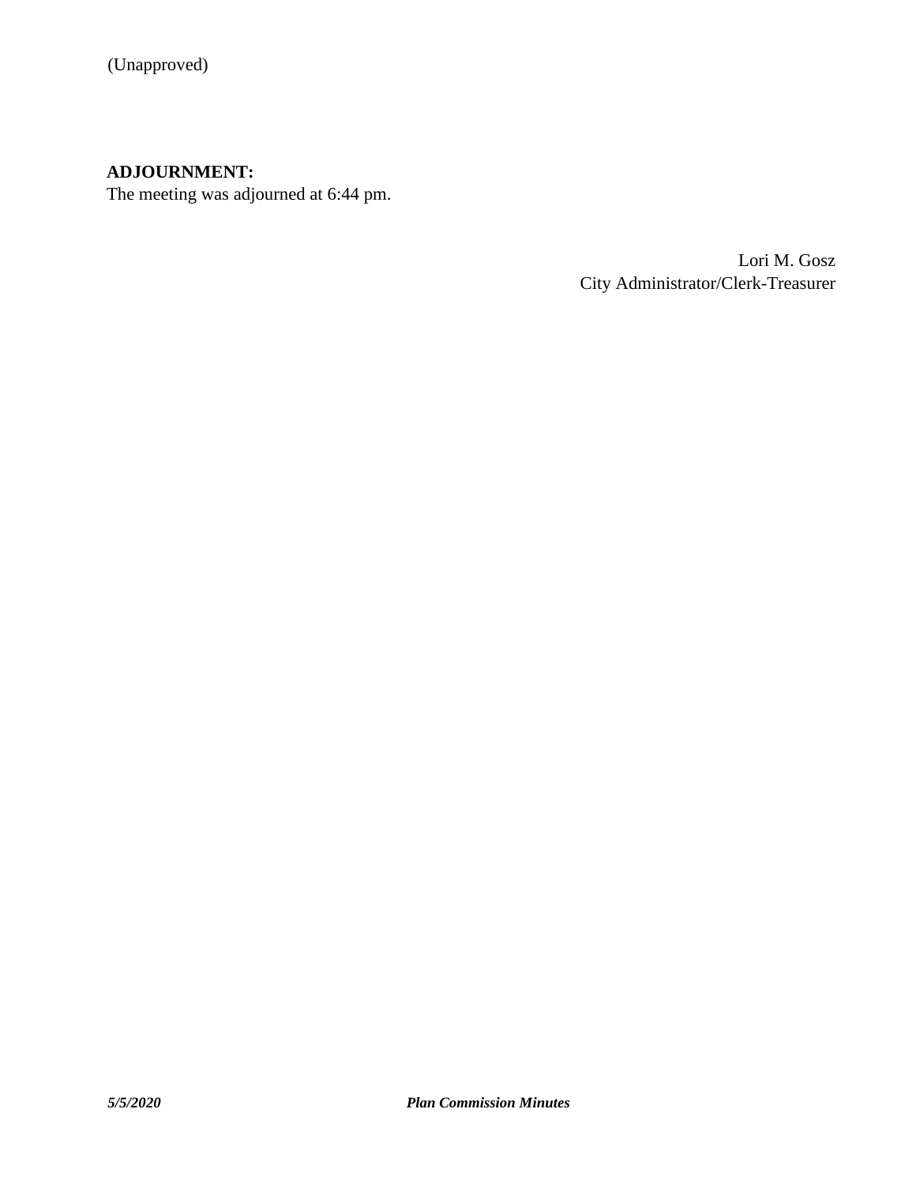(Unapproved)

**ADJOURNMENT:**
The meeting was adjourned at 6:44 pm.

Lori M. Gosz
City Administrator/Clerk-Treasurer